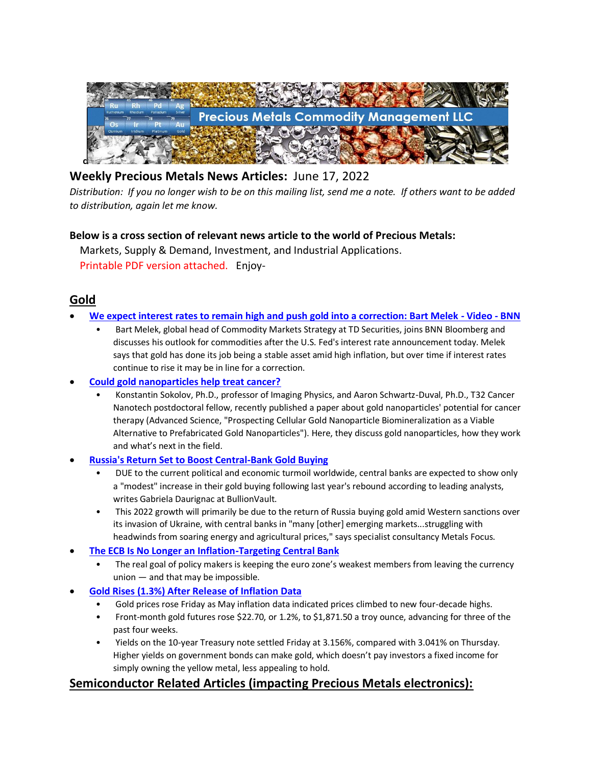**Weekly Precious Metals News Articles:** June 17, 2022

*Distribution: If you no longer wish to be on this mailing list, send me a note. If others want to be added to distribution, again let me know.*

**Below is a cross section of relevant news article to the world of Precious Metals:**

Markets, Supply & Demand, Investment, and Industrial Applications.

Printable PDF version attached. Enjoy-

## Gold

- **We expect interest rates to remain high and push gold into a correction: Bart Melek - Video - BNN**
  - Bart Melek, global head of Commodity Markets Strategy at TD Securities, joins BNN Bloomberg and discusses his outlook for commodities after the U.S. Fed's interest rate announcement today. Melek says that gold has done its job being a stable asset amid high inflation, but over time if interest rates continue to rise it may be in line for a correction.
- **Could gold nanoparticles help treat cancer?**
  - Konstantin Sokolov, Ph.D., professor of Imaging Physics, and Aaron Schwartz-Duval, Ph.D., T32 Cancer Nanotech postdoctoral fellow, recently published a paper about gold nanoparticles' potential for cancer therapy (Advanced Science, "Prospecting Cellular Gold Nanoparticle Biomineralization as a Viable Alternative to Prefabricated Gold Nanoparticles"). Here, they discuss gold nanoparticles, how they work and what's next in the field.
- **Russia's Return Set to Boost Central-Bank Gold Buying**
  - DUE to the current political and economic turmoil worldwide, central banks are expected to show only a "modest" increase in their gold buying following last year's rebound according to leading analysts, writes Gabriela Daurignac at BullionVault.
  - This 2022 growth will primarily be due to the return of Russia buying gold amid Western sanctions over its invasion of Ukraine, with central banks in "many [other] emerging markets...struggling with headwinds from soaring energy and agricultural prices," says specialist consultancy Metals Focus.
- **The ECB Is No Longer an Inflation-Targeting Central Bank**
  - The real goal of policy makers is keeping the euro zone's weakest members from leaving the currency union — and that may be impossible.
- **Gold Rises (1.3%) After Release of Inflation Data**
  - Gold prices rose Friday as May inflation data indicated prices climbed to new four-decade highs.
  - Front-month gold futures rose $22.70, or 1.2%, to $1,871.50 a troy ounce, advancing for three of the past four weeks.
  - Yields on the 10-year Treasury note settled Friday at 3.156%, compared with 3.041% on Thursday. Higher yields on government bonds can make gold, which doesn't pay investors a fixed income for simply owning the yellow metal, less appealing to hold.

## Semiconductor Related Articles (impacting Precious Metals electronics):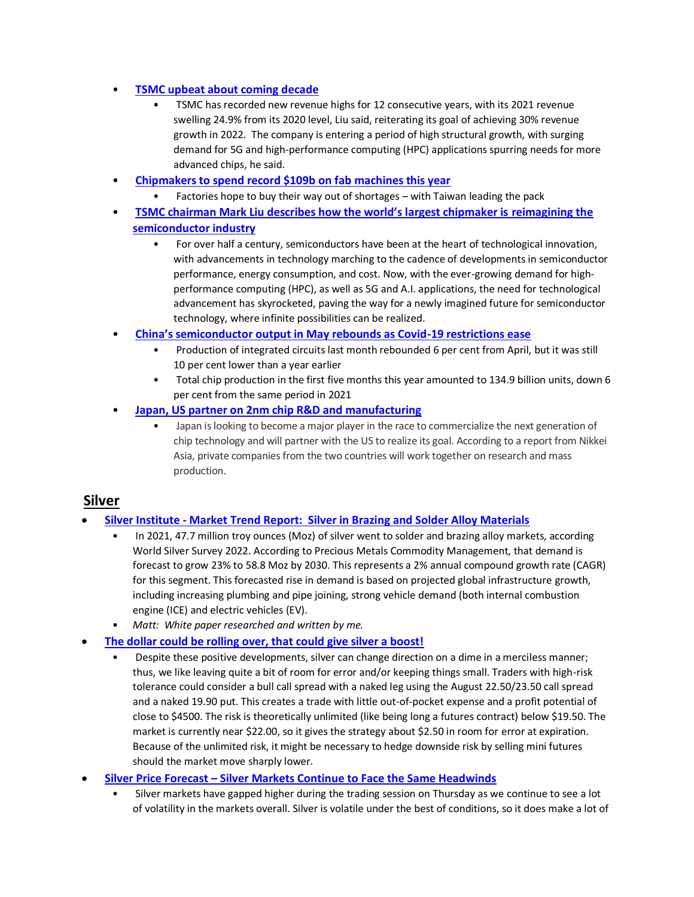- **TSMC upbeat about coming decade**
    - TSMC has recorded new revenue highs for 12 consecutive years, with its 2021 revenue swelling 24.9% from its 2020 level, Liu said, reiterating its goal of achieving 30% revenue growth in 2022. The company is entering a period of high structural growth, with surging demand for 5G and high-performance computing (HPC) applications spurring needs for more advanced chips, he said.
- **Chipmakers to spend record $109b on fab machines this year**
    - Factories hope to buy their way out of shortages – with Taiwan leading the pack
- **TSMC chairman Mark Liu describes how the world's largest chipmaker is reimagining the semiconductor industry**
    - For over half a century, semiconductors have been at the heart of technological innovation, with advancements in technology marching to the cadence of developments in semiconductor performance, energy consumption, and cost. Now, with the ever-growing demand for high-performance computing (HPC), as well as 5G and A.I. applications, the need for technological advancement has skyrocketed, paving the way for a newly imagined future for semiconductor technology, where infinite possibilities can be realized.
- **China's semiconductor output in May rebounds as Covid-19 restrictions ease**
    - Production of integrated circuits last month rebounded 6 per cent from April, but it was still 10 per cent lower than a year earlier
    - Total chip production in the first five months this year amounted to 134.9 billion units, down 6 per cent from the same period in 2021
- **Japan, US partner on 2nm chip R&D and manufacturing**
    - Japan is looking to become a major player in the race to commercialize the next generation of chip technology and will partner with the US to realize its goal. According to a report from Nikkei Asia, private companies from the two countries will work together on research and mass production.

## Silver

- **Silver Institute - Market Trend Report: Silver in Brazing and Solder Alloy Materials**
    - In 2021, 47.7 million troy ounces (Moz) of silver went to solder and brazing alloy markets, according World Silver Survey 2022. According to Precious Metals Commodity Management, that demand is forecast to grow 23% to 58.8 Moz by 2030. This represents a 2% annual compound growth rate (CAGR) for this segment. This forecasted rise in demand is based on projected global infrastructure growth, including increasing plumbing and pipe joining, strong vehicle demand (both internal combustion engine (ICE) and electric vehicles (EV).
    - *Matt: White paper researched and written by me.*
- **The dollar could be rolling over, that could give silver a boost!**
    - Despite these positive developments, silver can change direction on a dime in a merciless manner; thus, we like leaving quite a bit of room for error and/or keeping things small. Traders with high-risk tolerance could consider a bull call spread with a naked leg using the August 22.50/23.50 call spread and a naked 19.90 put. This creates a trade with little out-of-pocket expense and a profit potential of close to $4500. The risk is theoretically unlimited (like being long a futures contract) below $19.50. The market is currently near $22.00, so it gives the strategy about $2.50 in room for error at expiration. Because of the unlimited risk, it might be necessary to hedge downside risk by selling mini futures should the market move sharply lower.
- **Silver Price Forecast – Silver Markets Continue to Face the Same Headwinds**
    - Silver markets have gapped higher during the trading session on Thursday as we continue to see a lot of volatility in the markets overall. Silver is volatile under the best of conditions, so it does make a lot of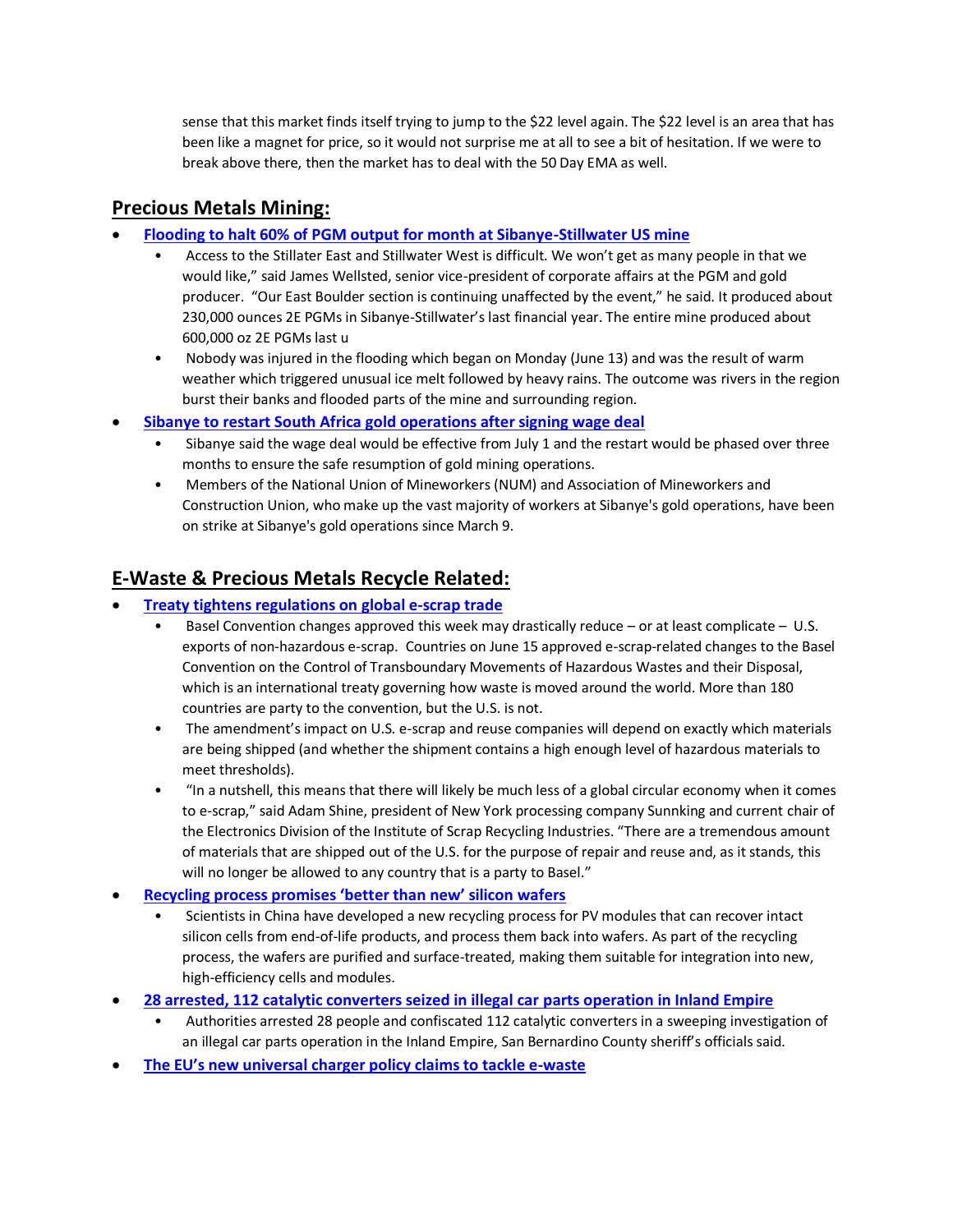sense that this market finds itself trying to jump to the $22 level again. The $22 level is an area that has been like a magnet for price, so it would not surprise me at all to see a bit of hesitation. If we were to break above there, then the market has to deal with the 50 Day EMA as well.

## Precious Metals Mining:

- **Flooding to halt 60% of PGM output for month at Sibanye-Stillwater US mine**
  - Access to the Stillater East and Stillwater West is difficult. We won't get as many people in that we would like," said James Wellsted, senior vice-president of corporate affairs at the PGM and gold producer. "Our East Boulder section is continuing unaffected by the event," he said. It produced about 230,000 ounces 2E PGMs in Sibanye-Stillwater's last financial year. The entire mine produced about 600,000 oz 2E PGMs last u
  - Nobody was injured in the flooding which began on Monday (June 13) and was the result of warm weather which triggered unusual ice melt followed by heavy rains. The outcome was rivers in the region burst their banks and flooded parts of the mine and surrounding region.
- **Sibanye to restart South Africa gold operations after signing wage deal**
  - Sibanye said the wage deal would be effective from July 1 and the restart would be phased over three months to ensure the safe resumption of gold mining operations.
  - Members of the National Union of Mineworkers (NUM) and Association of Mineworkers and Construction Union, who make up the vast majority of workers at Sibanye's gold operations, have been on strike at Sibanye's gold operations since March 9.

## E-Waste & Precious Metals Recycle Related:

- **Treaty tightens regulations on global e-scrap trade**
  - Basel Convention changes approved this week may drastically reduce – or at least complicate – U.S. exports of non-hazardous e-scrap. Countries on June 15 approved e-scrap-related changes to the Basel Convention on the Control of Transboundary Movements of Hazardous Wastes and their Disposal, which is an international treaty governing how waste is moved around the world. More than 180 countries are party to the convention, but the U.S. is not.
  - The amendment's impact on U.S. e-scrap and reuse companies will depend on exactly which materials are being shipped (and whether the shipment contains a high enough level of hazardous materials to meet thresholds).
  - "In a nutshell, this means that there will likely be much less of a global circular economy when it comes to e-scrap," said Adam Shine, president of New York processing company Sunnking and current chair of the Electronics Division of the Institute of Scrap Recycling Industries. "There are a tremendous amount of materials that are shipped out of the U.S. for the purpose of repair and reuse and, as it stands, this will no longer be allowed to any country that is a party to Basel."
- **Recycling process promises 'better than new' silicon wafers**
  - Scientists in China have developed a new recycling process for PV modules that can recover intact silicon cells from end-of-life products, and process them back into wafers. As part of the recycling process, the wafers are purified and surface-treated, making them suitable for integration into new, high-efficiency cells and modules.
- **28 arrested, 112 catalytic converters seized in illegal car parts operation in Inland Empire**
  - Authorities arrested 28 people and confiscated 112 catalytic converters in a sweeping investigation of an illegal car parts operation in the Inland Empire, San Bernardino County sheriff's officials said.
- **The EU's new universal charger policy claims to tackle e-waste**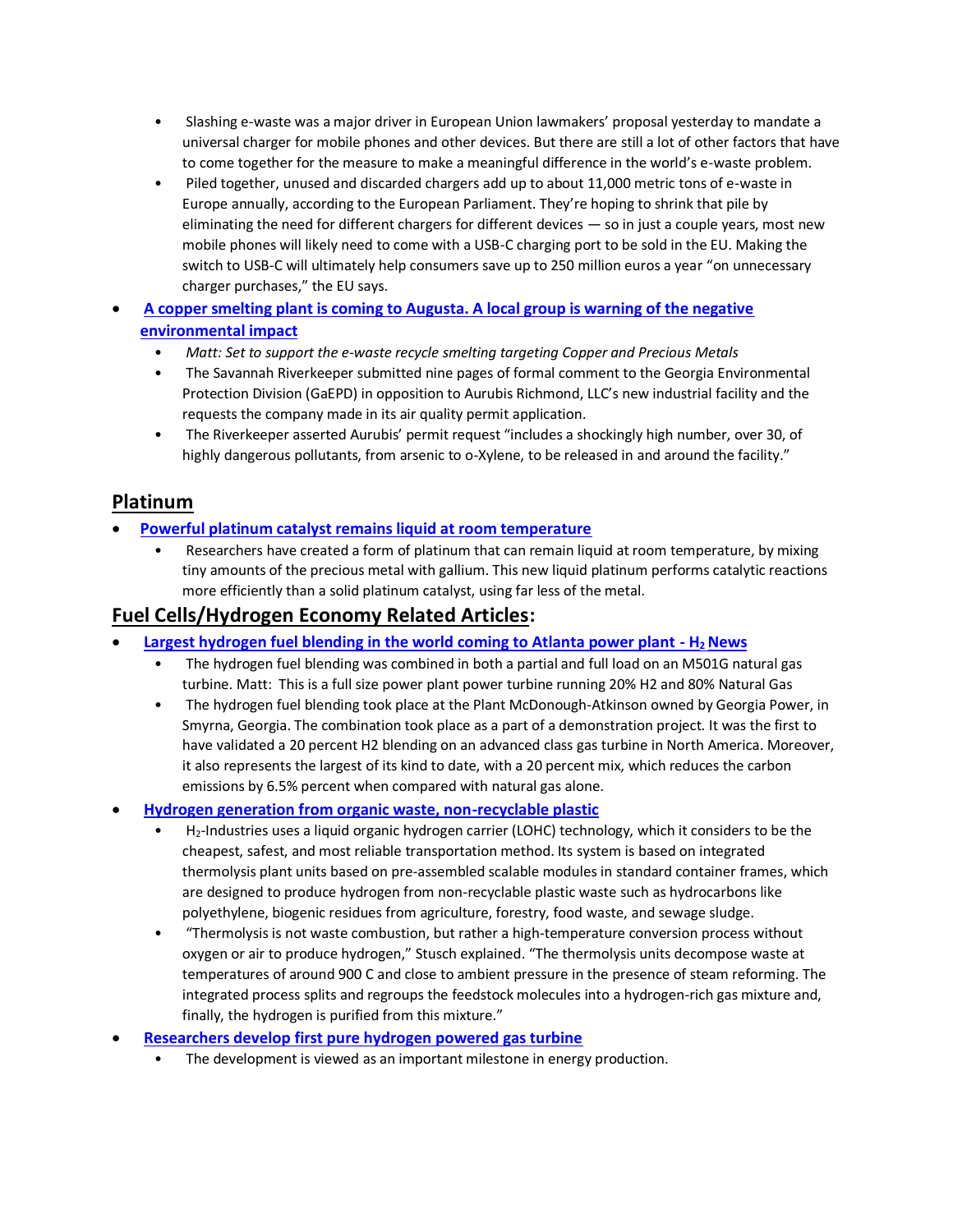- Slashing e-waste was a major driver in European Union lawmakers' proposal yesterday to mandate a universal charger for mobile phones and other devices. But there are still a lot of other factors that have to come together for the measure to make a meaningful difference in the world's e-waste problem.
- Piled together, unused and discarded chargers add up to about 11,000 metric tons of e-waste in Europe annually, according to the European Parliament. They're hoping to shrink that pile by eliminating the need for different chargers for different devices — so in just a couple years, most new mobile phones will likely need to come with a USB-C charging port to be sold in the EU. Making the switch to USB-C will ultimately help consumers save up to 250 million euros a year "on unnecessary charger purchases," the EU says.

- **A copper smelting plant is coming to Augusta. A local group is warning of the negative environmental impact**
  - *Matt: Set to support the e-waste recycle smelting targeting Copper and Precious Metals*
  - The Savannah Riverkeeper submitted nine pages of formal comment to the Georgia Environmental Protection Division (GaEPD) in opposition to Aurubis Richmond, LLC's new industrial facility and the requests the company made in its air quality permit application.
  - The Riverkeeper asserted Aurubis' permit request "includes a shockingly high number, over 30, of highly dangerous pollutants, from arsenic to o-Xylene, to be released in and around the facility."

## Platinum

- **Powerful platinum catalyst remains liquid at room temperature**
  - Researchers have created a form of platinum that can remain liquid at room temperature, by mixing tiny amounts of the precious metal with gallium. This new liquid platinum performs catalytic reactions more efficiently than a solid platinum catalyst, using far less of the metal.

## Fuel Cells/Hydrogen Economy Related Articles:

- **Largest hydrogen fuel blending in the world coming to Atlanta power plant - $H_2$ News**
  - The hydrogen fuel blending was combined in both a partial and full load on an M501G natural gas turbine. Matt: This is a full size power plant power turbine running 20% H2 and 80% Natural Gas
  - The hydrogen fuel blending took place at the Plant McDonough-Atkinson owned by Georgia Power, in Smyrna, Georgia. The combination took place as a part of a demonstration project. It was the first to have validated a 20 percent H2 blending on an advanced class gas turbine in North America. Moreover, it also represents the largest of its kind to date, with a 20 percent mix, which reduces the carbon emissions by 6.5% percent when compared with natural gas alone.
- **Hydrogen generation from organic waste, non-recyclable plastic**
  - $H_2$-Industries uses a liquid organic hydrogen carrier (LOHC) technology, which it considers to be the cheapest, safest, and most reliable transportation method. Its system is based on integrated thermolysis plant units based on pre-assembled scalable modules in standard container frames, which are designed to produce hydrogen from non-recyclable plastic waste such as hydrocarbons like polyethylene, biogenic residues from agriculture, forestry, food waste, and sewage sludge.
  - "Thermolysis is not waste combustion, but rather a high-temperature conversion process without oxygen or air to produce hydrogen," Stusch explained. "The thermolysis units decompose waste at temperatures of around 900 C and close to ambient pressure in the presence of steam reforming. The integrated process splits and regroups the feedstock molecules into a hydrogen-rich gas mixture and, finally, the hydrogen is purified from this mixture."
- **Researchers develop first pure hydrogen powered gas turbine**
  - The development is viewed as an important milestone in energy production.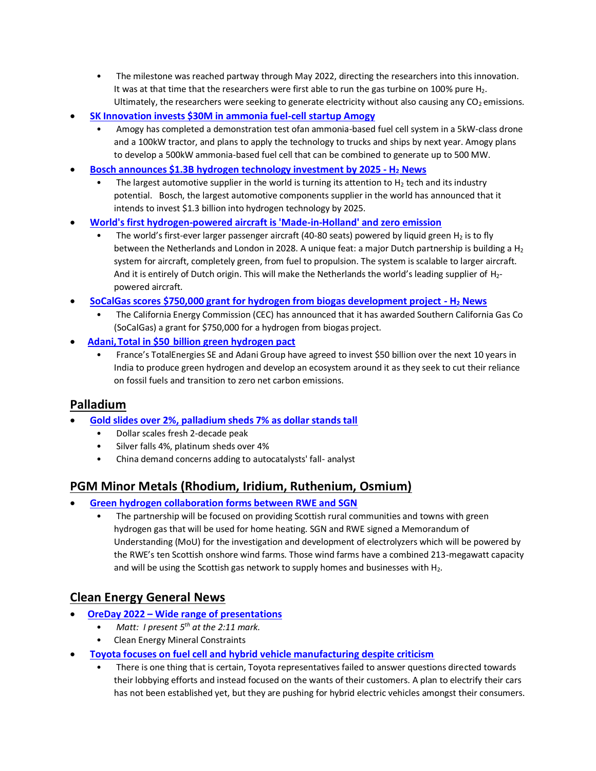- The milestone was reached partway through May 2022, directing the researchers into this innovation. It was at that time that the researchers were first able to run the gas turbine on 100% pure $H_2$. Ultimately, the researchers were seeking to generate electricity without also causing any $CO_2$ emissions.
- **SK Innovation invests $30M in ammonia fuel-cell startup Amogy**
  - Amogy has completed a demonstration test ofan ammonia-based fuel cell system in a 5kW-class drone and a 100kW tractor, and plans to apply the technology to trucks and ships by next year. Amogy plans to develop a 500kW ammonia-based fuel cell that can be combined to generate up to 500 MW.
- **Bosch announces $1.3B hydrogen technology investment by 2025 - $H_2$ News**
  - The largest automotive supplier in the world is turning its attention to $H_2$ tech and its industry potential. Bosch, the largest automotive components supplier in the world has announced that it intends to invest $1.3 billion into hydrogen technology by 2025.
- **World's first hydrogen-powered aircraft is 'Made-in-Holland' and zero emission**
  - The world's first-ever larger passenger aircraft (40-80 seats) powered by liquid green $H_2$ is to fly between the Netherlands and London in 2028. A unique feat: a major Dutch partnership is building a $H_2$ system for aircraft, completely green, from fuel to propulsion. The system is scalable to larger aircraft. And it is entirely of Dutch origin. This will make the Netherlands the world's leading supplier of $H_2$-powered aircraft.
- **SoCalGas scores $750,000 grant for hydrogen from biogas development project - $H_2$ News**
  - The California Energy Commission (CEC) has announced that it has awarded Southern California Gas Co (SoCalGas) a grant for $750,000 for a hydrogen from biogas project.
- **Adani, Total in $50 billion green hydrogen pact**
  - France's TotalEnergies SE and Adani Group have agreed to invest $50 billion over the next 10 years in India to produce green hydrogen and develop an ecosystem around it as they seek to cut their reliance on fossil fuels and transition to zero net carbon emissions.

## Palladium

- **Gold slides over 2%, palladium sheds 7% as dollar stands tall**
  - Dollar scales fresh 2-decade peak
  - Silver falls 4%, platinum sheds over 4%
  - China demand concerns adding to autocatalysts' fall- analyst

## PGM Minor Metals (Rhodium, Iridium, Ruthenium, Osmium)

- **Green hydrogen collaboration forms between RWE and SGN**
  - The partnership will be focused on providing Scottish rural communities and towns with green hydrogen gas that will be used for home heating. SGN and RWE signed a Memorandum of Understanding (MoU) for the investigation and development of electrolyzers which will be powered by the RWE's ten Scottish onshore wind farms. Those wind farms have a combined 213-megawatt capacity and will be using the Scottish gas network to supply homes and businesses with $H_2$.

## Clean Energy General News

- **OreDay 2022 – Wide range of presentations**
  - *Matt: I present 5th at the 2:11 mark.*
  - Clean Energy Mineral Constraints
- **Toyota focuses on fuel cell and hybrid vehicle manufacturing despite criticism**
  - There is one thing that is certain, Toyota representatives failed to answer questions directed towards their lobbying efforts and instead focused on the wants of their customers. A plan to electrify their cars has not been established yet, but they are pushing for hybrid electric vehicles amongst their consumers.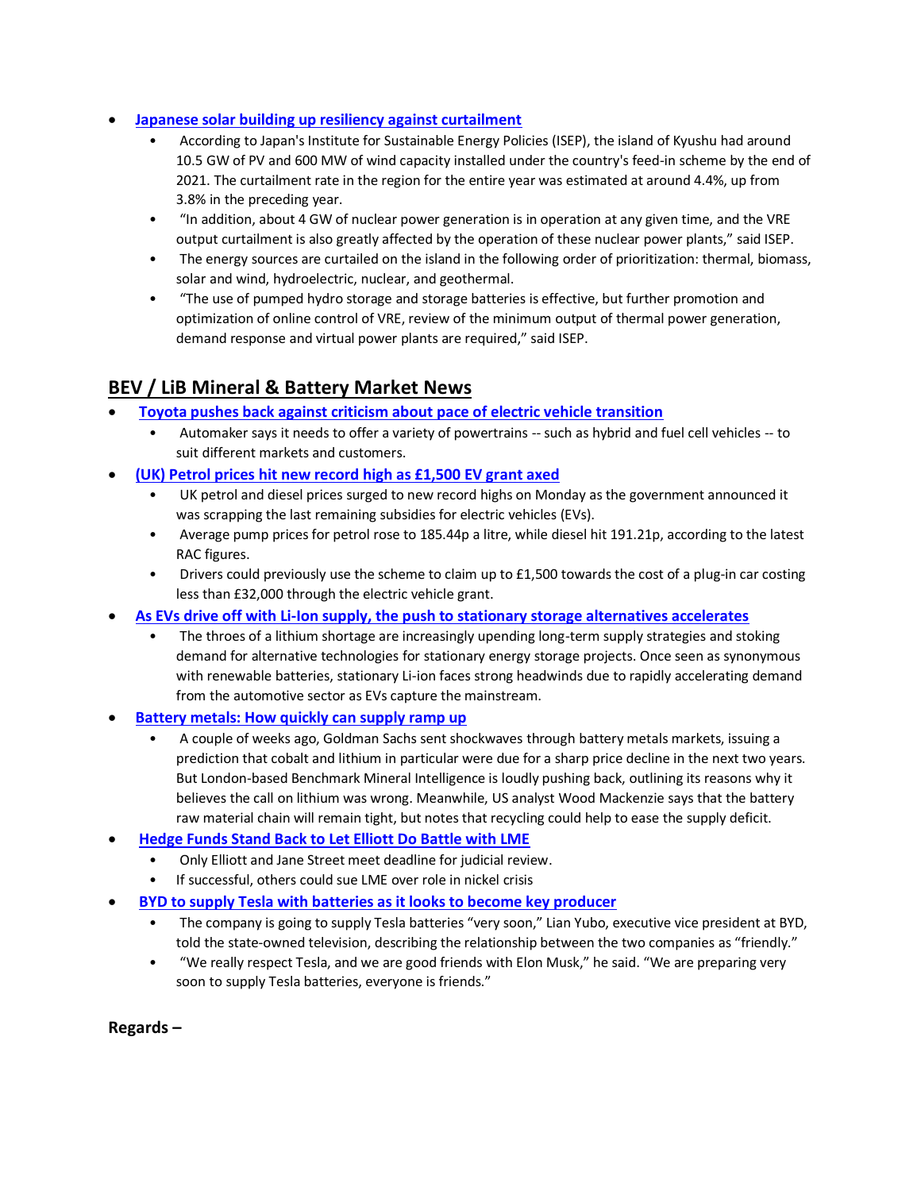- **Japanese solar building up resiliency against curtailment**
    - According to Japan's Institute for Sustainable Energy Policies (ISEP), the island of Kyushu had around 10.5 GW of PV and 600 MW of wind capacity installed under the country's feed-in scheme by the end of 2021. The curtailment rate in the region for the entire year was estimated at around 4.4%, up from 3.8% in the preceding year.
    - "In addition, about 4 GW of nuclear power generation is in operation at any given time, and the VRE output curtailment is also greatly affected by the operation of these nuclear power plants," said ISEP.
    - The energy sources are curtailed on the island in the following order of prioritization: thermal, biomass, solar and wind, hydroelectric, nuclear, and geothermal.
    - "The use of pumped hydro storage and storage batteries is effective, but further promotion and optimization of online control of VRE, review of the minimum output of thermal power generation, demand response and virtual power plants are required," said ISEP.

## BEV / LiB Mineral & Battery Market News

- **Toyota pushes back against criticism about pace of electric vehicle transition**
    - Automaker says it needs to offer a variety of powertrains -- such as hybrid and fuel cell vehicles -- to suit different markets and customers.
- **(UK) Petrol prices hit new record high as £1,500 EV grant axed**
    - UK petrol and diesel prices surged to new record highs on Monday as the government announced it was scrapping the last remaining subsidies for electric vehicles (EVs).
    - Average pump prices for petrol rose to 185.44p a litre, while diesel hit 191.21p, according to the latest RAC figures.
    - Drivers could previously use the scheme to claim up to £1,500 towards the cost of a plug-in car costing less than £32,000 through the electric vehicle grant.
- **As EVs drive off with Li-Ion supply, the push to stationary storage alternatives accelerates**
    - The throes of a lithium shortage are increasingly upending long-term supply strategies and stoking demand for alternative technologies for stationary energy storage projects. Once seen as synonymous with renewable batteries, stationary Li-ion faces strong headwinds due to rapidly accelerating demand from the automotive sector as EVs capture the mainstream.
- **Battery metals: How quickly can supply ramp up**
    - A couple of weeks ago, Goldman Sachs sent shockwaves through battery metals markets, issuing a prediction that cobalt and lithium in particular were due for a sharp price decline in the next two years. But London-based Benchmark Mineral Intelligence is loudly pushing back, outlining its reasons why it believes the call on lithium was wrong. Meanwhile, US analyst Wood Mackenzie says that the battery raw material chain will remain tight, but notes that recycling could help to ease the supply deficit.
- **Hedge Funds Stand Back to Let Elliott Do Battle with LME**
    - Only Elliott and Jane Street meet deadline for judicial review.
    - If successful, others could sue LME over role in nickel crisis
- **BYD to supply Tesla with batteries as it looks to become key producer**
    - The company is going to supply Tesla batteries "very soon," Lian Yubo, executive vice president at BYD, told the state-owned television, describing the relationship between the two companies as "friendly."
    - "We really respect Tesla, and we are good friends with Elon Musk," he said. "We are preparing very soon to supply Tesla batteries, everyone is friends."

**Regards –**